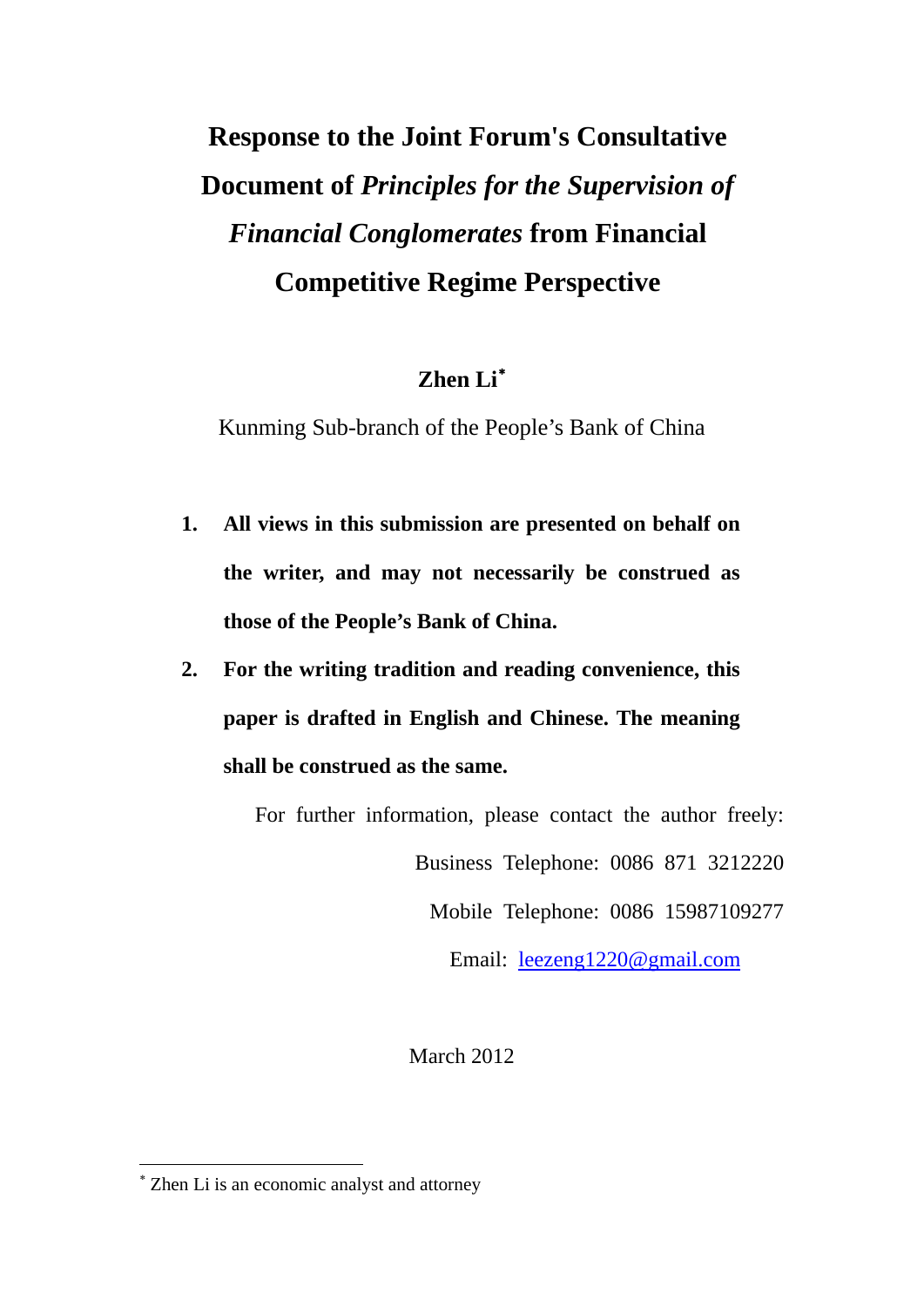# Response to the Joint Forum's Consultative Document of *Principles for the Supervision of Financial Conglomerates* from Financial Competitive Regime Perspective

**Zhen Li***

Kunming Sub-branch of the People's Bank of China

1. **All views in this submission are presented on behalf on the writer, and may not necessarily be construed as those of the People's Bank of China.**
2. **For the writing tradition and reading convenience, this paper is drafted in English and Chinese. The meaning shall be construed as the same.**

For further information, please contact the author freely:

Business Telephone: 0086 871 3212220

Mobile Telephone: 0086 15987109277

Email: leezeng1220@gmail.com

March 2012

* Zhen Li is an economic analyst and attorney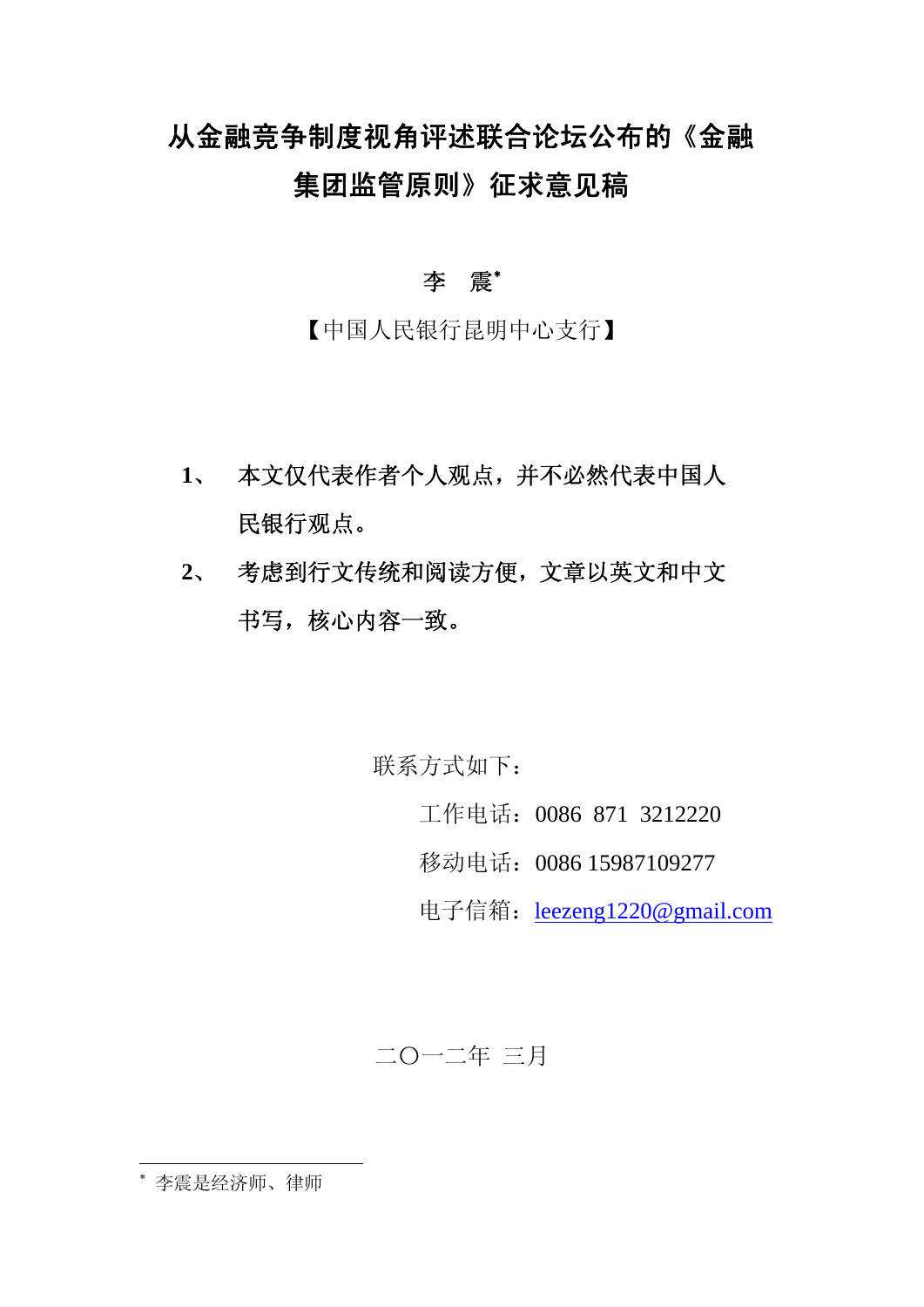# 从金融竞争制度视角评述联合论坛公布的《金融集团监管原则》征求意见稿

**李　震***

【中国人民银行昆明中心支行】

1、　本文仅代表作者个人观点，并不必然代表中国人民银行观点。

2、　考虑到行文传统和阅读方便，文章以英文和中文书写，核心内容一致。

联系方式如下：

工作电话：0086 871 3212220

移动电话：0086 15987109277

电子信箱：leezeng1220@gmail.com

二〇一二年 三月

---

* 李震是经济师、律师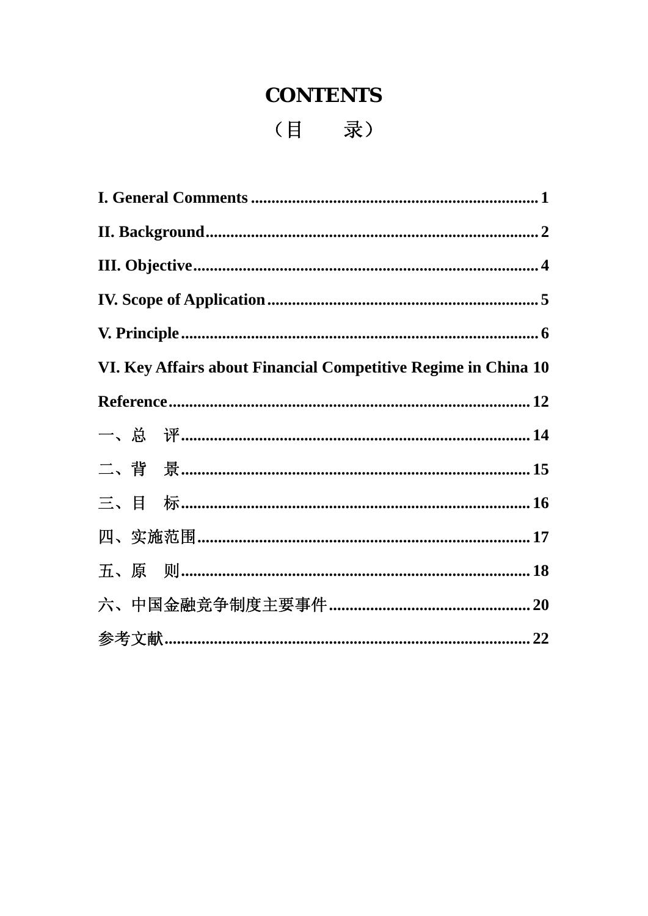# CONTENTS

# （目　　录）

**I. General Comments .................................................................... 1**

**II. Background .............................................................................. 2**

**III. Objective ................................................................................. 4**

**IV. Scope of Application ................................................................ 5**

**V. Principle .................................................................................... 6**

**VI. Key Affairs about Financial Competitive Regime in China 10**

**Reference ...................................................................................... 12**

一、总　评**...................................................................................... 14**

二、背　景**...................................................................................... 15**

三、目　标**...................................................................................... 16**

四、实施范围**.................................................................................. 17**

五、原　则**...................................................................................... 18**

六、中国金融竞争制度主要事件**................................................ 20**

参考文献**........................................................................................ 22**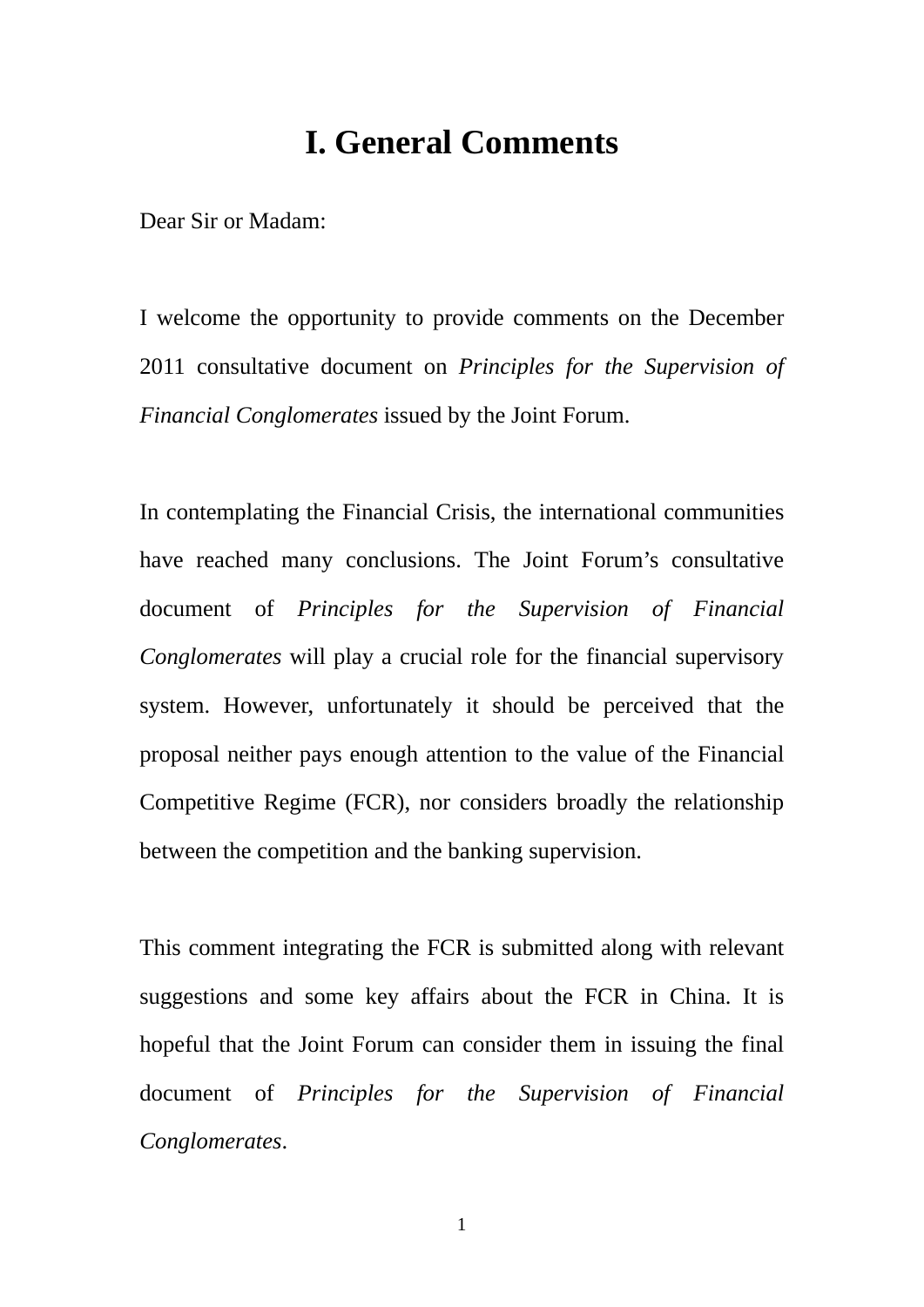# I. General Comments

Dear Sir or Madam:

I welcome the opportunity to provide comments on the December 2011 consultative document on *Principles for the Supervision of Financial Conglomerates* issued by the Joint Forum.

In contemplating the Financial Crisis, the international communities have reached many conclusions. The Joint Forum's consultative document of *Principles for the Supervision of Financial Conglomerates* will play a crucial role for the financial supervisory system. However, unfortunately it should be perceived that the proposal neither pays enough attention to the value of the Financial Competitive Regime (FCR), nor considers broadly the relationship between the competition and the banking supervision.

This comment integrating the FCR is submitted along with relevant suggestions and some key affairs about the FCR in China. It is hopeful that the Joint Forum can consider them in issuing the final document of *Principles for the Supervision of Financial Conglomerates*.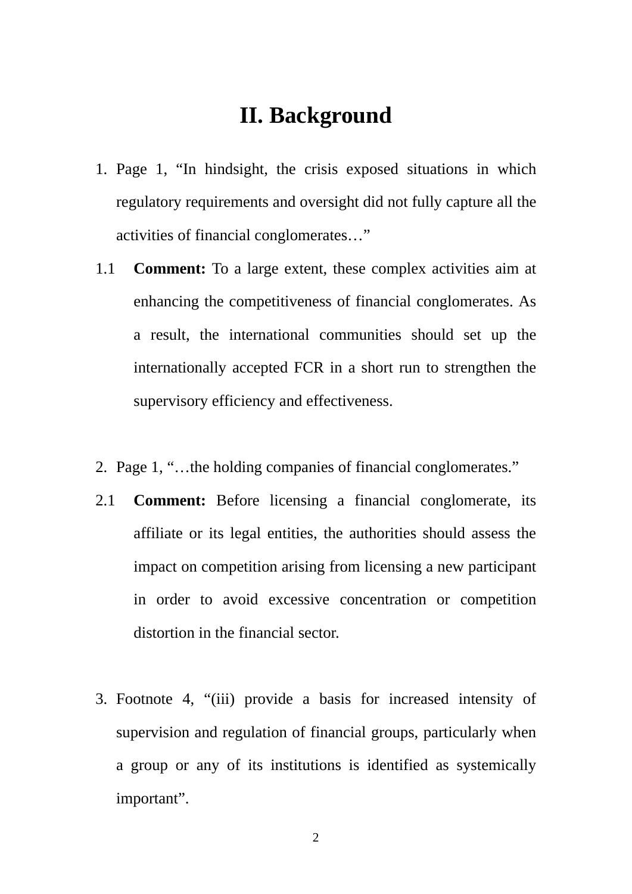## II. Background

1. Page 1, "In hindsight, the crisis exposed situations in which regulatory requirements and oversight did not fully capture all the activities of financial conglomerates…"

1.1 **Comment:** To a large extent, these complex activities aim at enhancing the competitiveness of financial conglomerates. As a result, the international communities should set up the internationally accepted FCR in a short run to strengthen the supervisory efficiency and effectiveness.

2. Page 1, "…the holding companies of financial conglomerates."

2.1 **Comment:** Before licensing a financial conglomerate, its affiliate or its legal entities, the authorities should assess the impact on competition arising from licensing a new participant in order to avoid excessive concentration or competition distortion in the financial sector.

3. Footnote 4, "(iii) provide a basis for increased intensity of supervision and regulation of financial groups, particularly when a group or any of its institutions is identified as systemically important".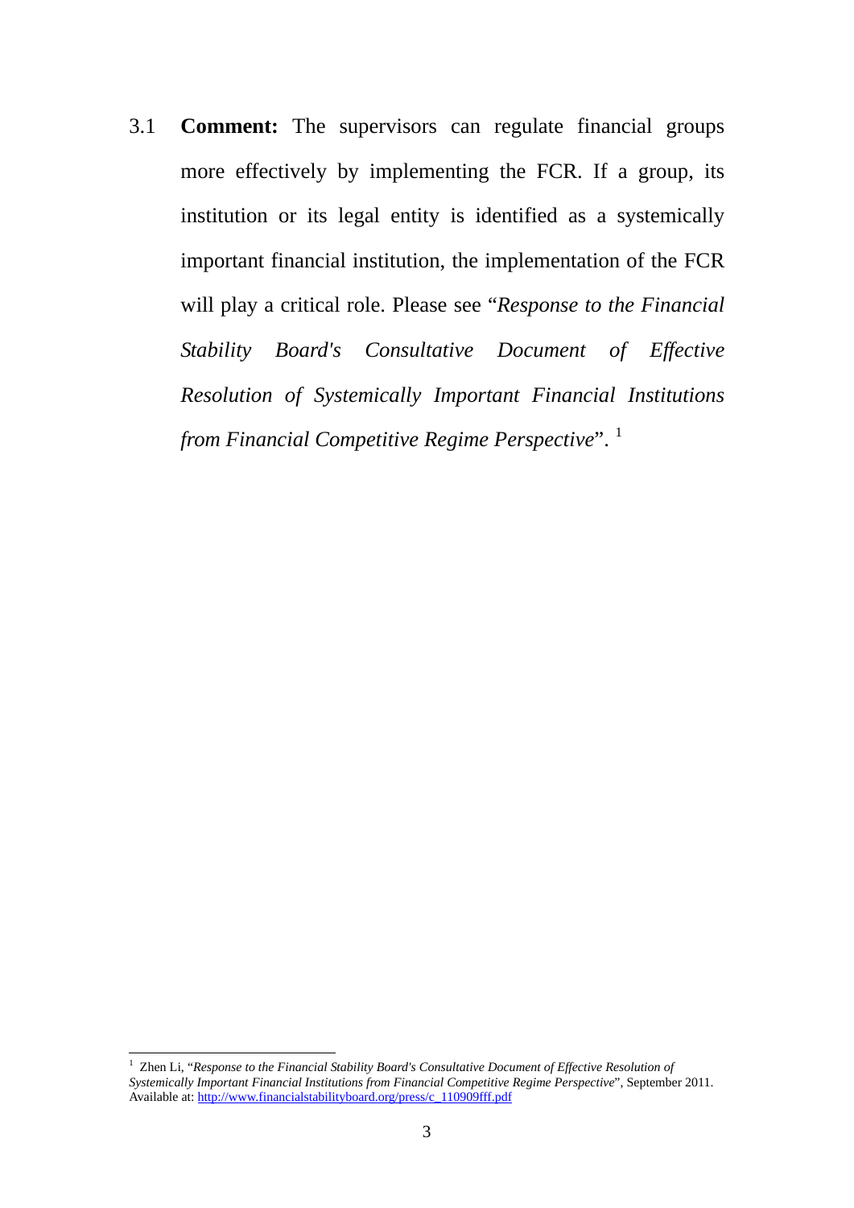3.1 **Comment:** The supervisors can regulate financial groups more effectively by implementing the FCR. If a group, its institution or its legal entity is identified as a systemically important financial institution, the implementation of the FCR will play a critical role. Please see "*Response to the Financial Stability Board's Consultative Document of Effective Resolution of Systemically Important Financial Institutions from Financial Competitive Regime Perspective*". [1]

---

[1] Zhen Li, "*Response to the Financial Stability Board's Consultative Document of Effective Resolution of Systemically Important Financial Institutions from Financial Competitive Regime Perspective*", September 2011. Available at: http://www.financialstabilityboard.org/press/c_110909fff.pdf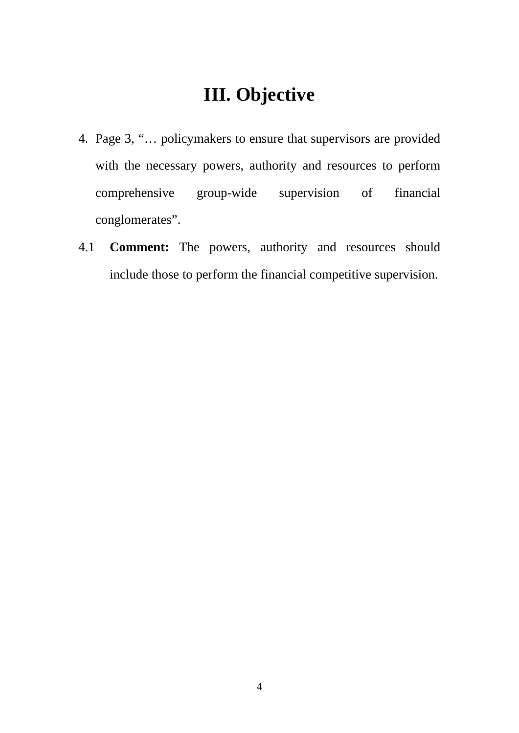# III. Objective

4. Page 3, "… policymakers to ensure that supervisors are provided with the necessary powers, authority and resources to perform comprehensive group-wide supervision of financial conglomerates".

4.1 **Comment:** The powers, authority and resources should include those to perform the financial competitive supervision.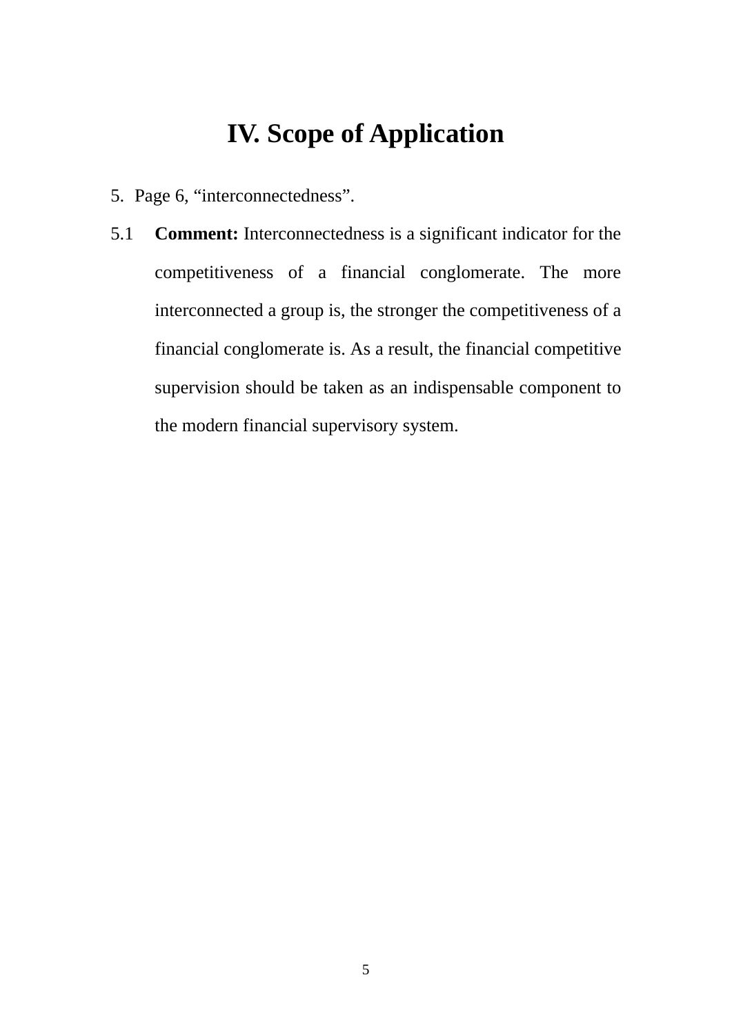# IV. Scope of Application

5. Page 6, “interconnectedness”.

5.1 **Comment:** Interconnectedness is a significant indicator for the competitiveness of a financial conglomerate. The more interconnected a group is, the stronger the competitiveness of a financial conglomerate is. As a result, the financial competitive supervision should be taken as an indispensable component to the modern financial supervisory system.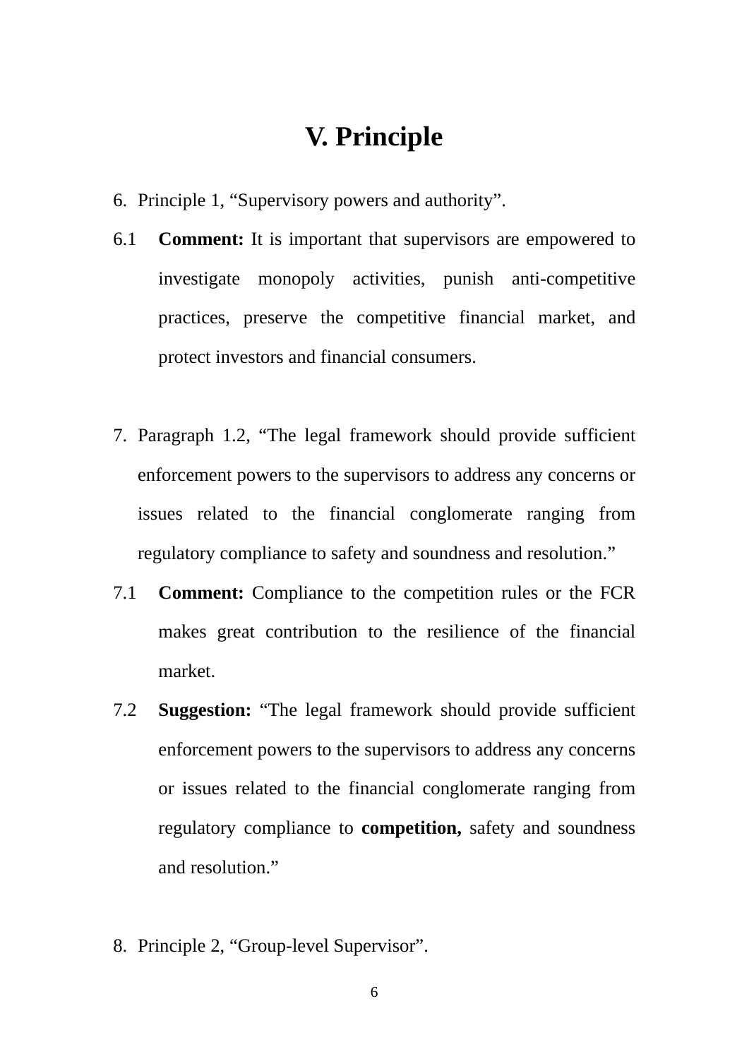# V. Principle

6. Principle 1, "Supervisory powers and authority".

6.1 **Comment:** It is important that supervisors are empowered to investigate monopoly activities, punish anti-competitive practices, preserve the competitive financial market, and protect investors and financial consumers.

7. Paragraph 1.2, "The legal framework should provide sufficient enforcement powers to the supervisors to address any concerns or issues related to the financial conglomerate ranging from regulatory compliance to safety and soundness and resolution."

7.1 **Comment:** Compliance to the competition rules or the FCR makes great contribution to the resilience of the financial market.

7.2 **Suggestion:** "The legal framework should provide sufficient enforcement powers to the supervisors to address any concerns or issues related to the financial conglomerate ranging from regulatory compliance to **competition,** safety and soundness and resolution."

8. Principle 2, "Group-level Supervisor".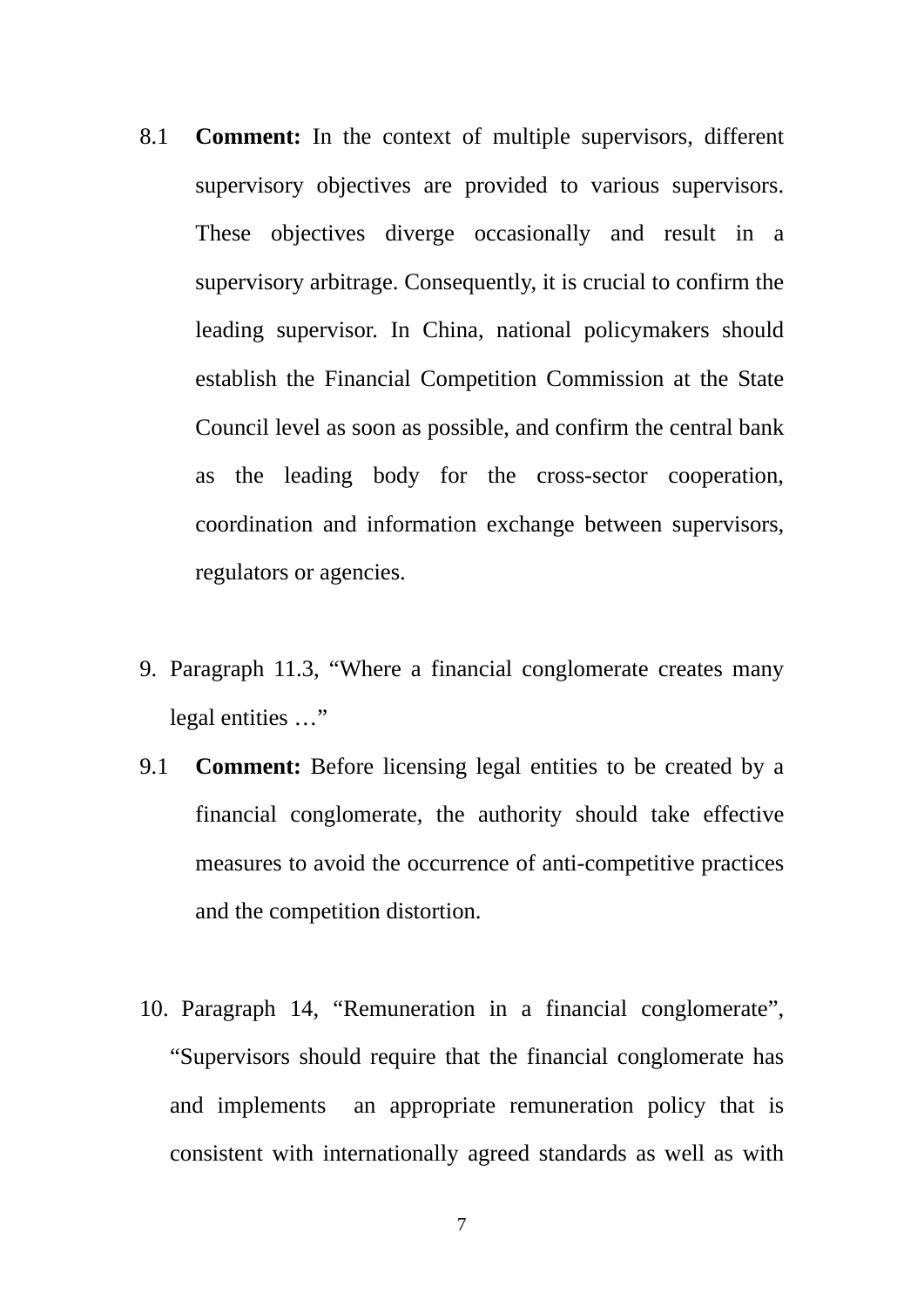8.1 **Comment:** In the context of multiple supervisors, different supervisory objectives are provided to various supervisors. These objectives diverge occasionally and result in a supervisory arbitrage. Consequently, it is crucial to confirm the leading supervisor. In China, national policymakers should establish the Financial Competition Commission at the State Council level as soon as possible, and confirm the central bank as the leading body for the cross-sector cooperation, coordination and information exchange between supervisors, regulators or agencies.

9. Paragraph 11.3, "Where a financial conglomerate creates many legal entities …"

9.1 **Comment:** Before licensing legal entities to be created by a financial conglomerate, the authority should take effective measures to avoid the occurrence of anti-competitive practices and the competition distortion.

10. Paragraph 14, "Remuneration in a financial conglomerate", "Supervisors should require that the financial conglomerate has and implements an appropriate remuneration policy that is consistent with internationally agreed standards as well as with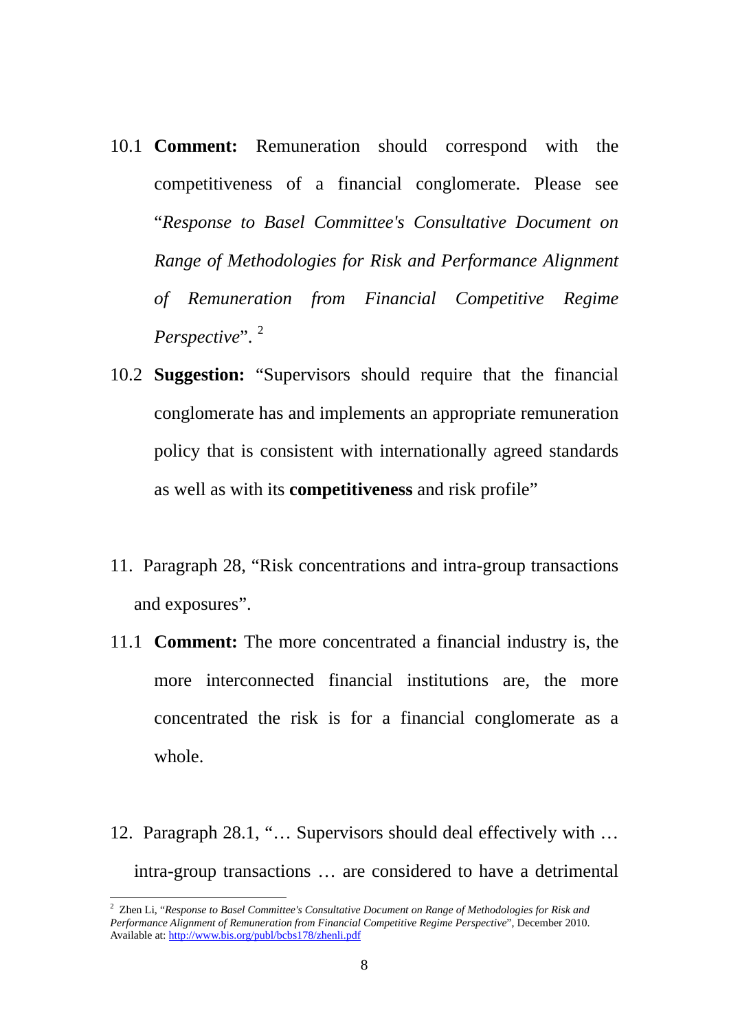10.1 **Comment:** Remuneration should correspond with the competitiveness of a financial conglomerate. Please see "*Response to Basel Committee's Consultative Document on Range of Methodologies for Risk and Performance Alignment of Remuneration from Financial Competitive Regime Perspective*".[2]

10.2 **Suggestion:** "Supervisors should require that the financial conglomerate has and implements an appropriate remuneration policy that is consistent with internationally agreed standards as well as with its **competitiveness** and risk profile"

11. Paragraph 28, "Risk concentrations and intra-group transactions and exposures".

11.1 **Comment:** The more concentrated a financial industry is, the more interconnected financial institutions are, the more concentrated the risk is for a financial conglomerate as a whole.

12. Paragraph 28.1, "… Supervisors should deal effectively with … intra-group transactions … are considered to have a detrimental

---

[2] Zhen Li, "*Response to Basel Committee's Consultative Document on Range of Methodologies for Risk and Performance Alignment of Remuneration from Financial Competitive Regime Perspective*", December 2010. Available at: http://www.bis.org/publ/bcbs178/zhenli.pdf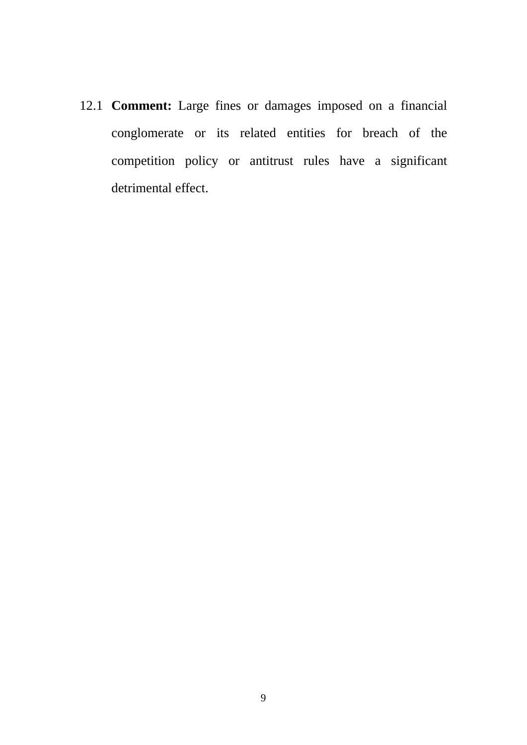12.1 **Comment:** Large fines or damages imposed on a financial conglomerate or its related entities for breach of the competition policy or antitrust rules have a significant detrimental effect.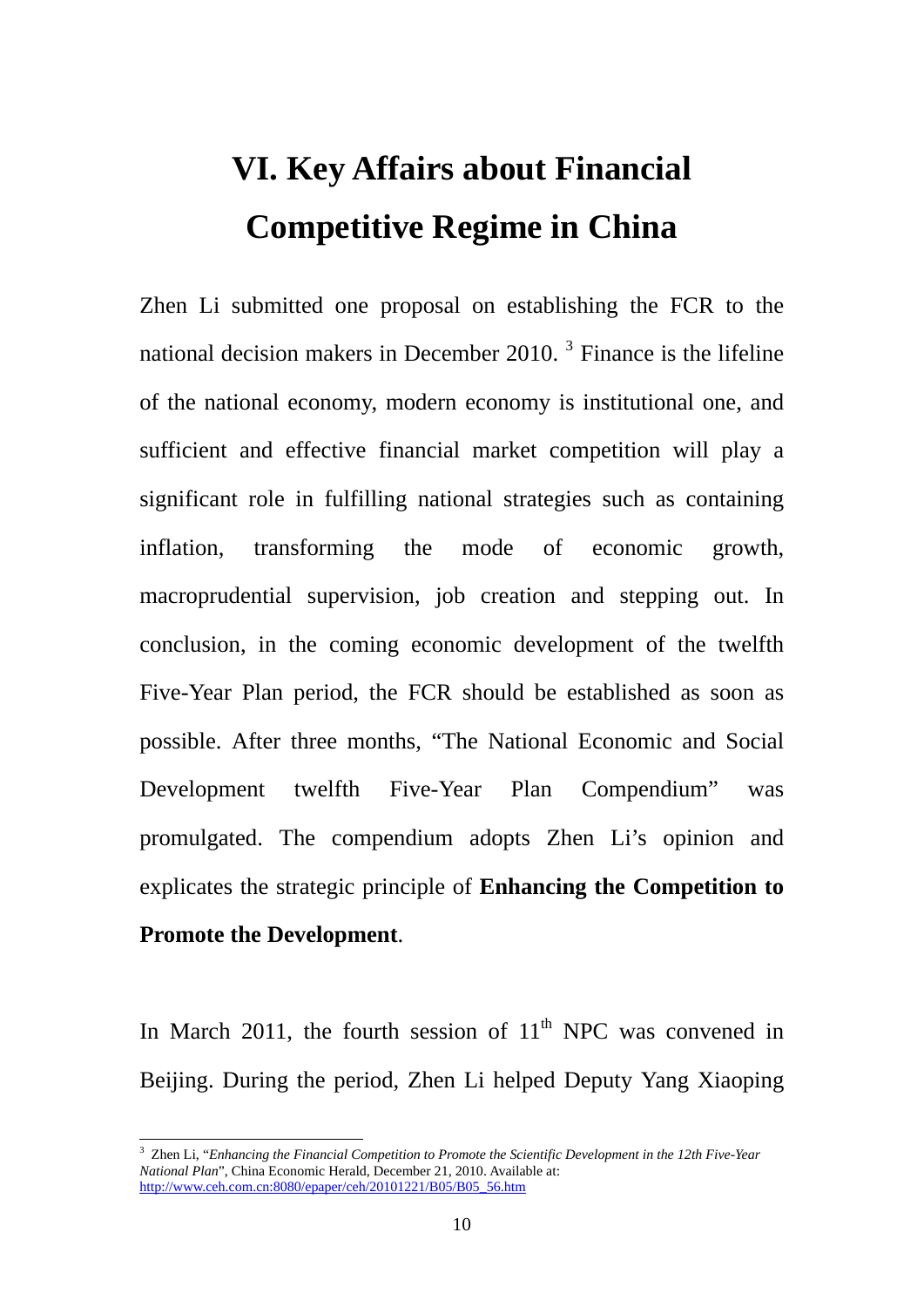# VI. Key Affairs about Financial Competitive Regime in China

Zhen Li submitted one proposal on establishing the FCR to the national decision makers in December 2010. [3] Finance is the lifeline of the national economy, modern economy is institutional one, and sufficient and effective financial market competition will play a significant role in fulfilling national strategies such as containing inflation, transforming the mode of economic growth, macroprudential supervision, job creation and stepping out. In conclusion, in the coming economic development of the twelfth Five-Year Plan period, the FCR should be established as soon as possible. After three months, "The National Economic and Social Development twelfth Five-Year Plan Compendium" was promulgated. The compendium adopts Zhen Li's opinion and explicates the strategic principle of **Enhancing the Competition to Promote the Development**.

In March 2011, the fourth session of 11th NPC was convened in Beijing. During the period, Zhen Li helped Deputy Yang Xiaoping

[3] Zhen Li, "*Enhancing the Financial Competition to Promote the Scientific Development in the 12th Five-Year National Plan*", China Economic Herald, December 21, 2010. Available at: http://www.ceh.com.cn:8080/epaper/ceh/20101221/B05/B05_56.htm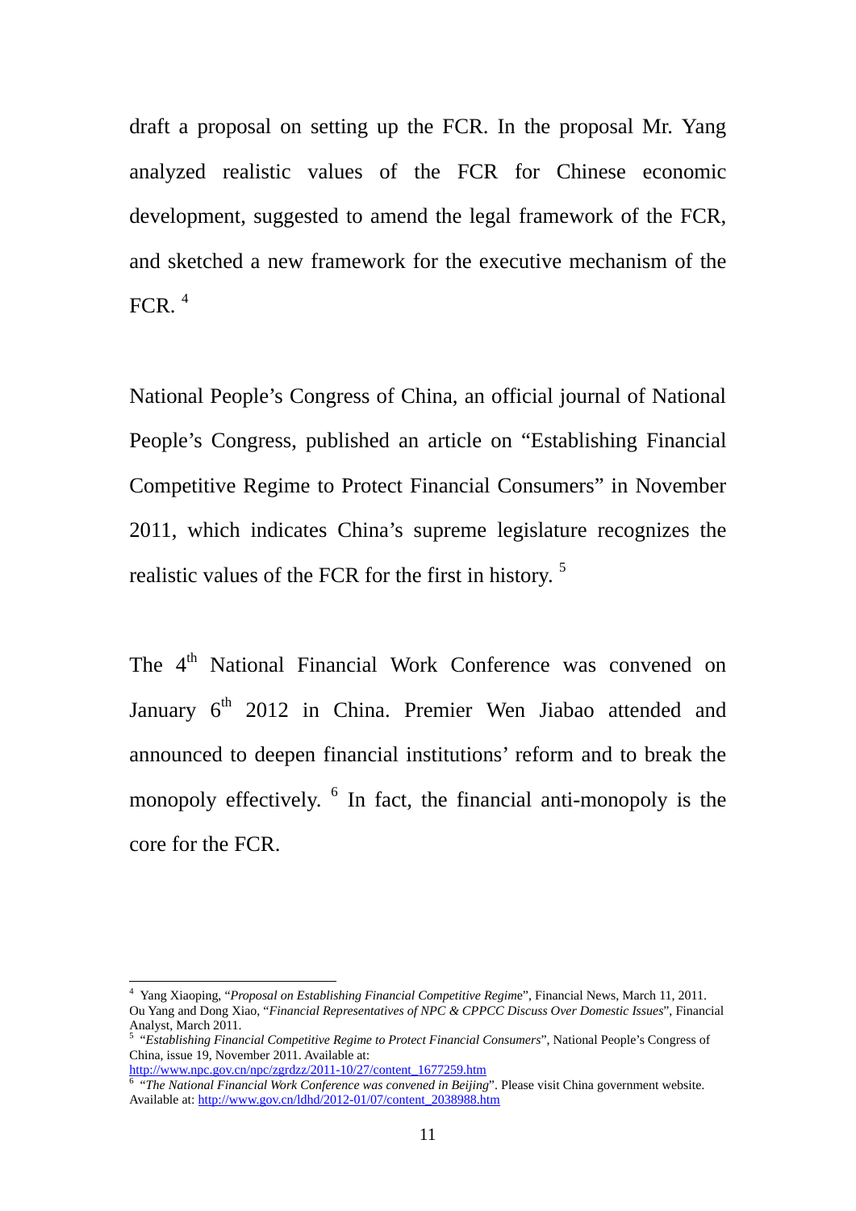draft a proposal on setting up the FCR. In the proposal Mr. Yang analyzed realistic values of the FCR for Chinese economic development, suggested to amend the legal framework of the FCR, and sketched a new framework for the executive mechanism of the FCR. [4]

National People's Congress of China, an official journal of National People's Congress, published an article on "Establishing Financial Competitive Regime to Protect Financial Consumers" in November 2011, which indicates China's supreme legislature recognizes the realistic values of the FCR for the first in history. [5]

The 4th National Financial Work Conference was convened on January 6th 2012 in China. Premier Wen Jiabao attended and announced to deepen financial institutions' reform and to break the monopoly effectively. [6] In fact, the financial anti-monopoly is the core for the FCR.

---

[4] Yang Xiaoping, "*Proposal on Establishing Financial Competitive Regime*", Financial News, March 11, 2011. Ou Yang and Dong Xiao, "*Financial Representatives of NPC & CPPCC Discuss Over Domestic Issues*", Financial Analyst, March 2011.

[5] "*Establishing Financial Competitive Regime to Protect Financial Consumers*", National People's Congress of China, issue 19, November 2011. Available at: http://www.npc.gov.cn/npc/zgrdzz/2011-10/27/content_1677259.htm

[6] "*The National Financial Work Conference was convened in Beijing*". Please visit China government website. Available at: http://www.gov.cn/ldhd/2012-01/07/content_2038988.htm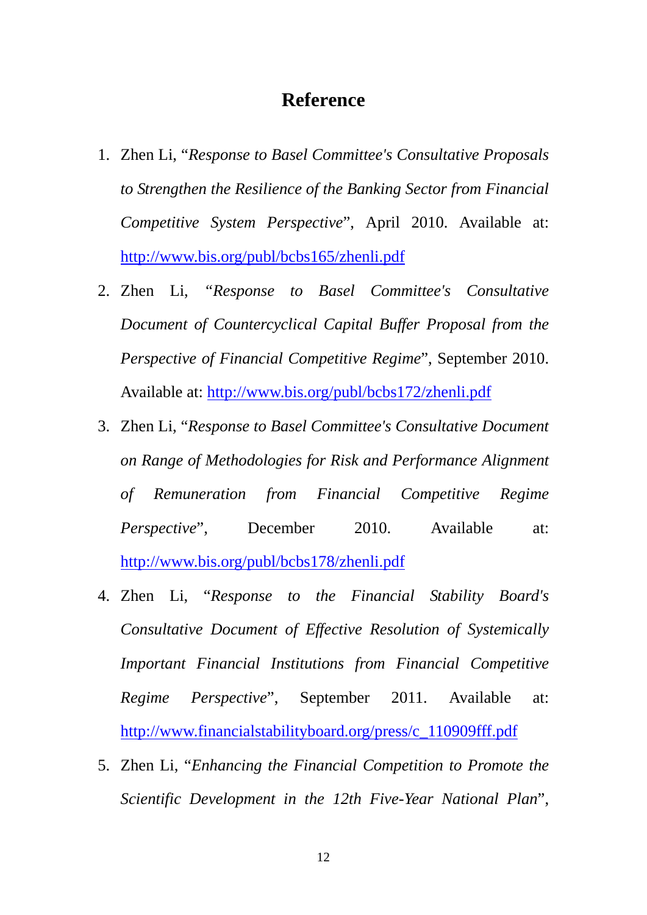# Reference

1. Zhen Li, "*Response to Basel Committee's Consultative Proposals to Strengthen the Resilience of the Banking Sector from Financial Competitive System Perspective*", April 2010. Available at: http://www.bis.org/publ/bcbs165/zhenli.pdf
2. Zhen Li, "*Response to Basel Committee's Consultative Document of Countercyclical Capital Buffer Proposal from the Perspective of Financial Competitive Regime*", September 2010. Available at: http://www.bis.org/publ/bcbs172/zhenli.pdf
3. Zhen Li, "*Response to Basel Committee's Consultative Document on Range of Methodologies for Risk and Performance Alignment of Remuneration from Financial Competitive Regime Perspective*", December 2010. Available at: http://www.bis.org/publ/bcbs178/zhenli.pdf
4. Zhen Li, "*Response to the Financial Stability Board's Consultative Document of Effective Resolution of Systemically Important Financial Institutions from Financial Competitive Regime Perspective*", September 2011. Available at: http://www.financialstabilityboard.org/press/c_110909fff.pdf
5. Zhen Li, "*Enhancing the Financial Competition to Promote the Scientific Development in the 12th Five-Year National Plan*",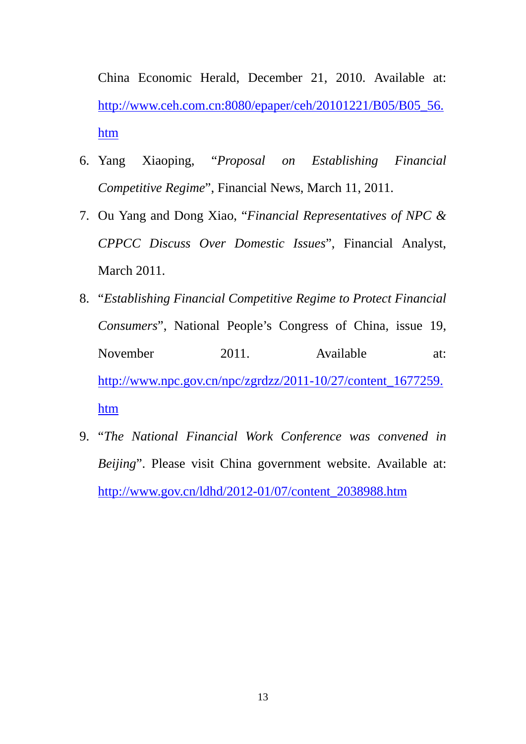China Economic Herald, December 21, 2010. Available at: http://www.ceh.com.cn:8080/epaper/ceh/20101221/B05/B05_56.htm

6. Yang Xiaoping, "*Proposal on Establishing Financial Competitive Regime*", Financial News, March 11, 2011.
7. Ou Yang and Dong Xiao, "*Financial Representatives of NPC & CPPCC Discuss Over Domestic Issues*", Financial Analyst, March 2011.
8. "*Establishing Financial Competitive Regime to Protect Financial Consumers*", National People's Congress of China, issue 19, November 2011. Available at: http://www.npc.gov.cn/npc/zgrdzz/2011-10/27/content_1677259.htm
9. "*The National Financial Work Conference was convened in Beijing*". Please visit China government website. Available at: http://www.gov.cn/ldhd/2012-01/07/content_2038988.htm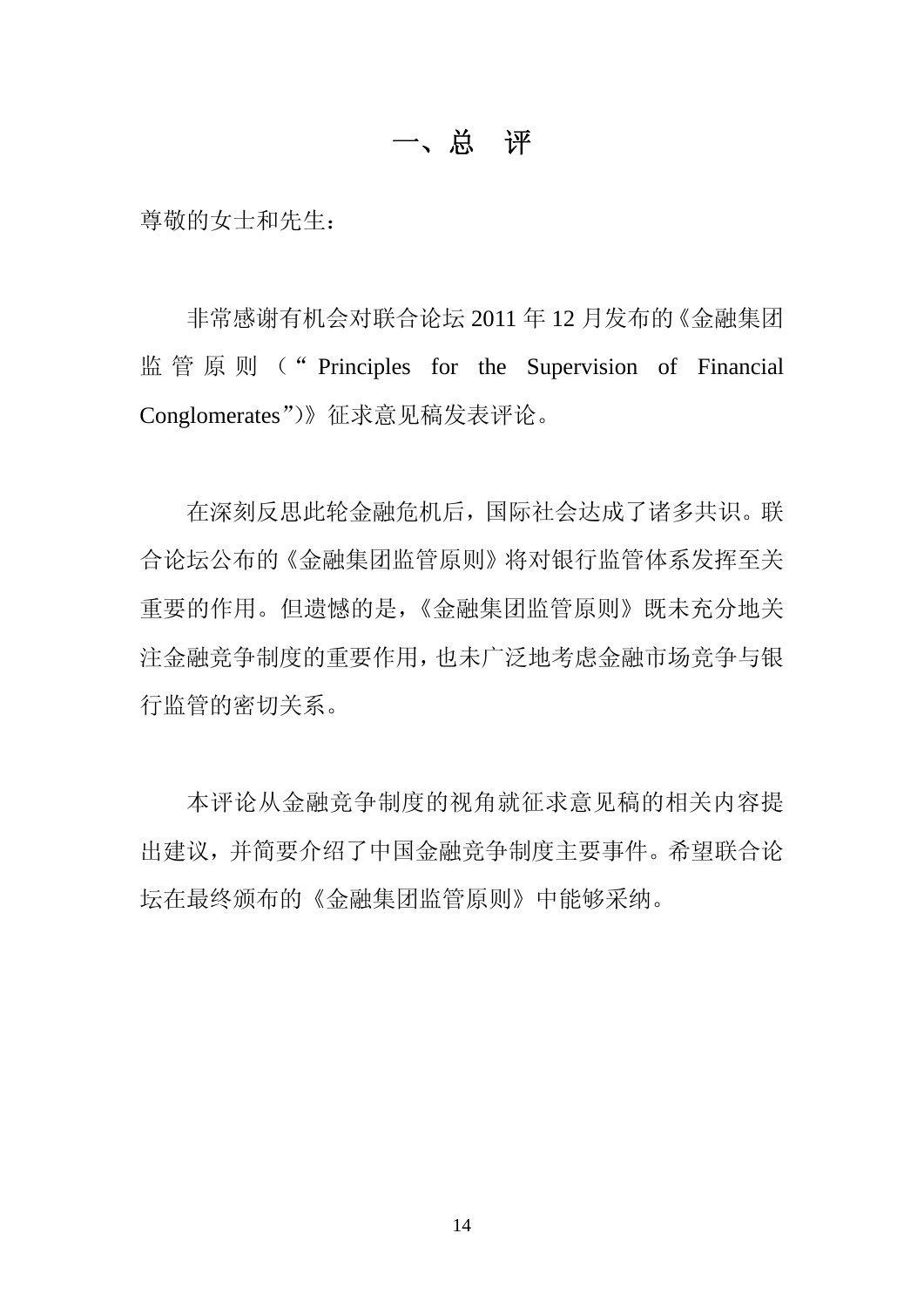# 一、总　评

尊敬的女士和先生：

非常感谢有机会对联合论坛 2011 年 12 月发布的《金融集团监管原则（“Principles for the Supervision of Financial Conglomerates”)》征求意见稿发表评论。

在深刻反思此轮金融危机后，国际社会达成了诸多共识。联合论坛公布的《金融集团监管原则》将对银行监管体系发挥至关重要的作用。但遗憾的是，《金融集团监管原则》既未充分地关注金融竞争制度的重要作用，也未广泛地考虑金融市场竞争与银行监管的密切关系。

本评论从金融竞争制度的视角就征求意见稿的相关内容提出建议，并简要介绍了中国金融竞争制度主要事件。希望联合论坛在最终颁布的《金融集团监管原则》中能够采纳。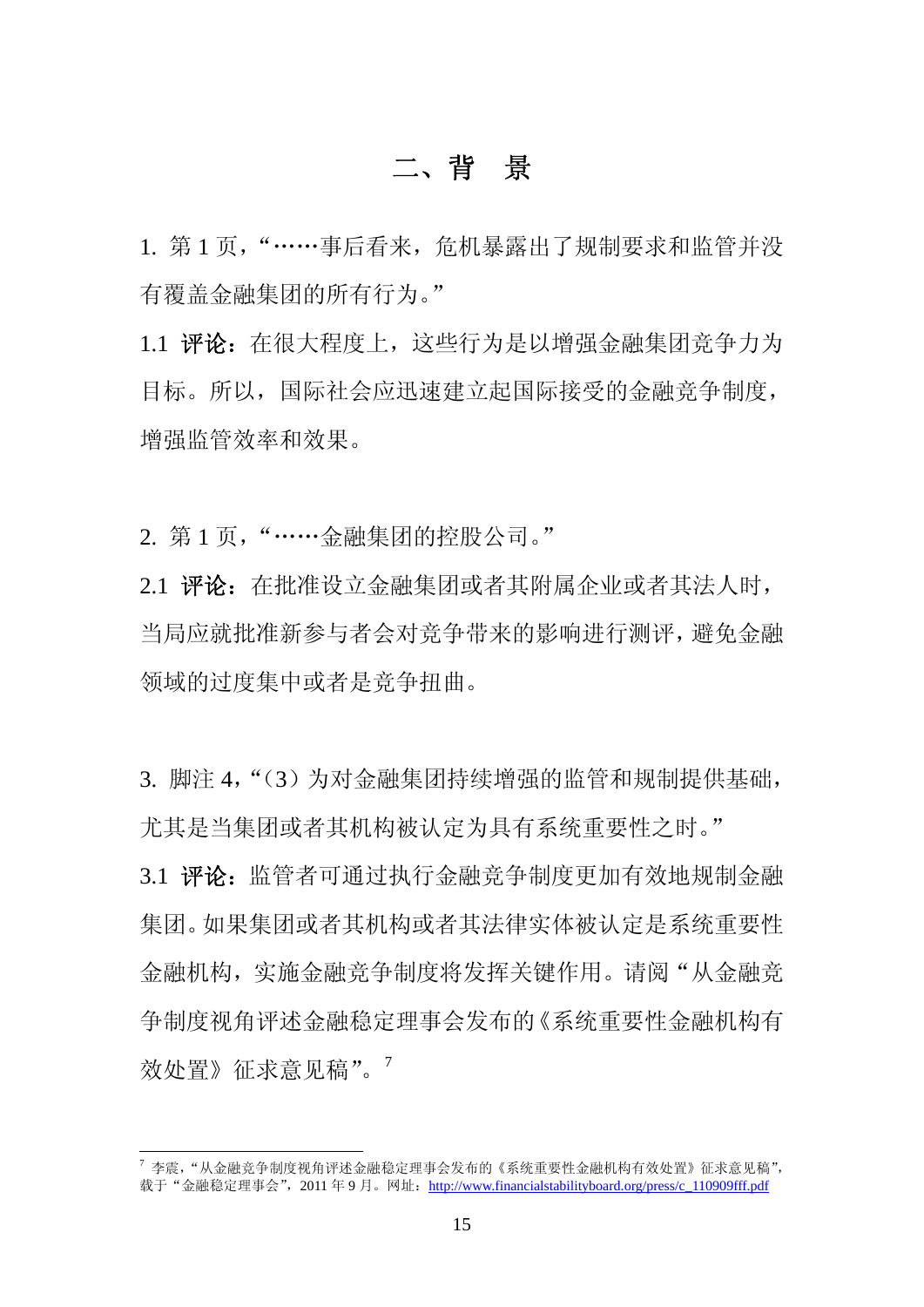## 二、背　景

1. 第 1 页，"……事后看来，危机暴露出了规制要求和监管并没有覆盖金融集团的所有行为。"

1.1 **评论**：在很大程度上，这些行为是以增强金融集团竞争力为目标。所以，国际社会应迅速建立起国际接受的金融竞争制度，增强监管效率和效果。

2. 第 1 页，"……金融集团的控股公司。"

2.1 **评论**：在批准设立金融集团或者其附属企业或者其法人时，当局应就批准新参与者会对竞争带来的影响进行测评，避免金融领域的过度集中或者是竞争扭曲。

3. 脚注 4，"（3）为对金融集团持续增强的监管和规制提供基础，尤其是当集团或者其机构被认定为具有系统重要性之时。"

3.1 **评论**：监管者可通过执行金融竞争制度更加有效地规制金融集团。如果集团或者其机构或者其法律实体被认定是系统重要性金融机构，实施金融竞争制度将发挥关键作用。请阅"从金融竞争制度视角评述金融稳定理事会发布的《系统重要性金融机构有效处置》征求意见稿"。[7]

---

[7] 李震，"从金融竞争制度视角评述金融稳定理事会发布的《系统重要性金融机构有效处置》征求意见稿"，载于"金融稳定理事会"，2011 年 9 月。网址：http://www.financialstabilityboard.org/press/c_110909fff.pdf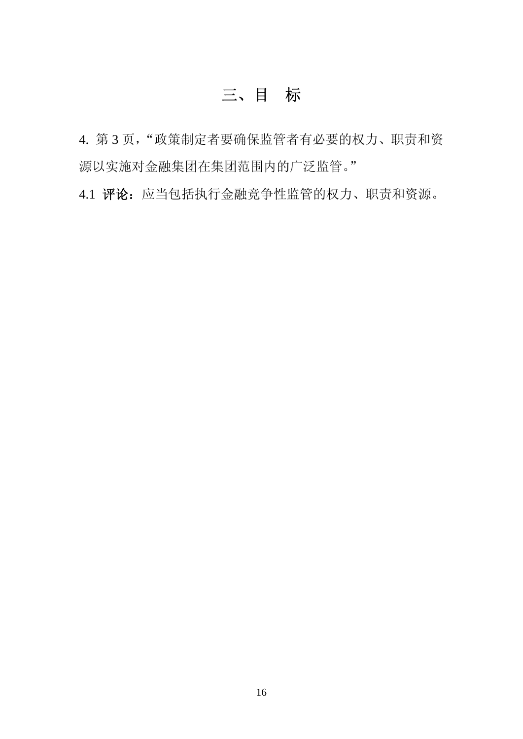# 三、目　标

4. 第 3 页，“政策制定者要确保监管者有必要的权力、职责和资源以实施对金融集团在集团范围内的广泛监管。”

4.1 **评论：**应当包括执行金融竞争性监管的权力、职责和资源。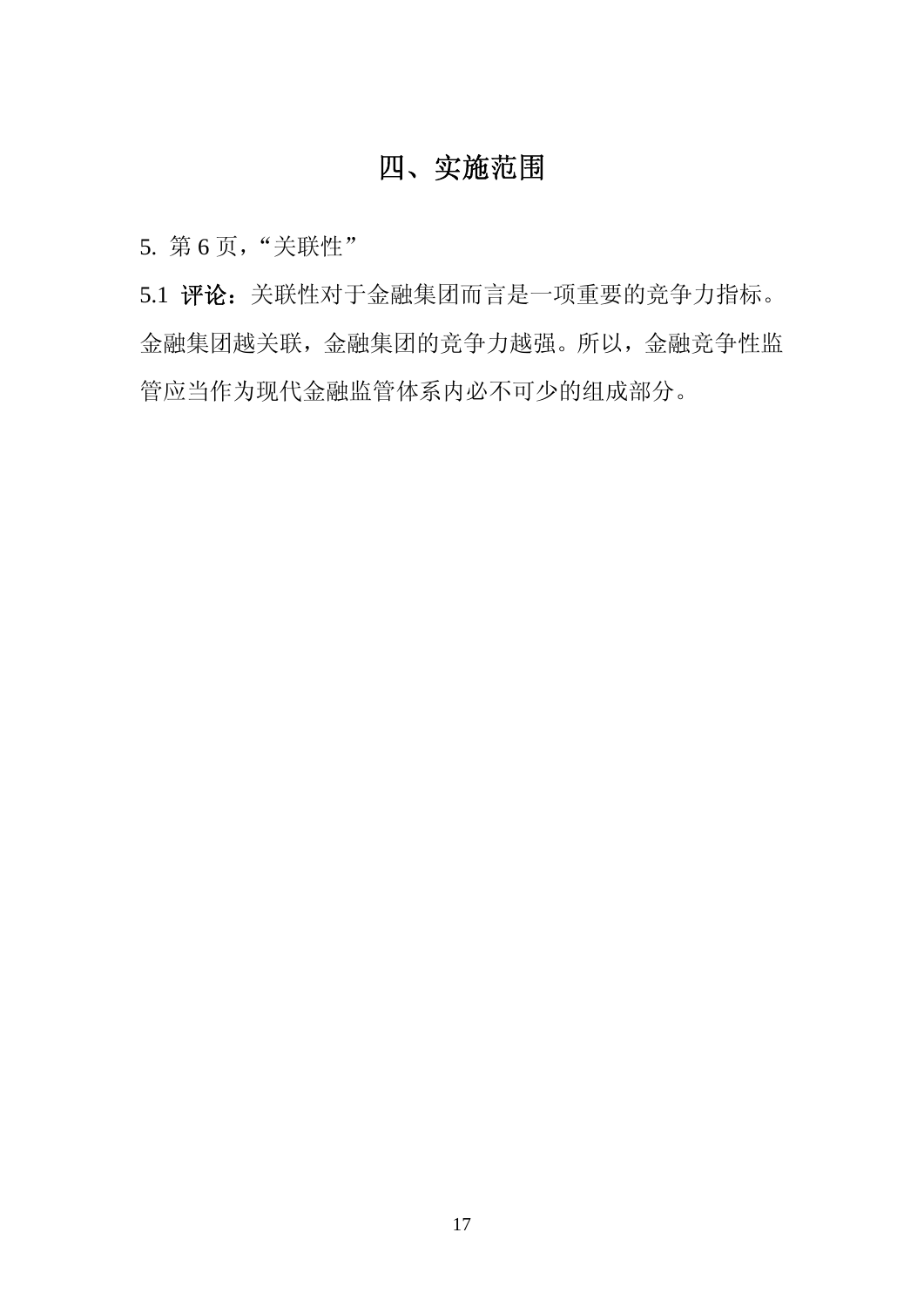# 四、实施范围

5. 第 6 页，“关联性”

5.1 **评论：**关联性对于金融集团而言是一项重要的竞争力指标。金融集团越关联，金融集团的竞争力越强。所以，金融竞争性监管应当作为现代金融监管体系内必不可少的组成部分。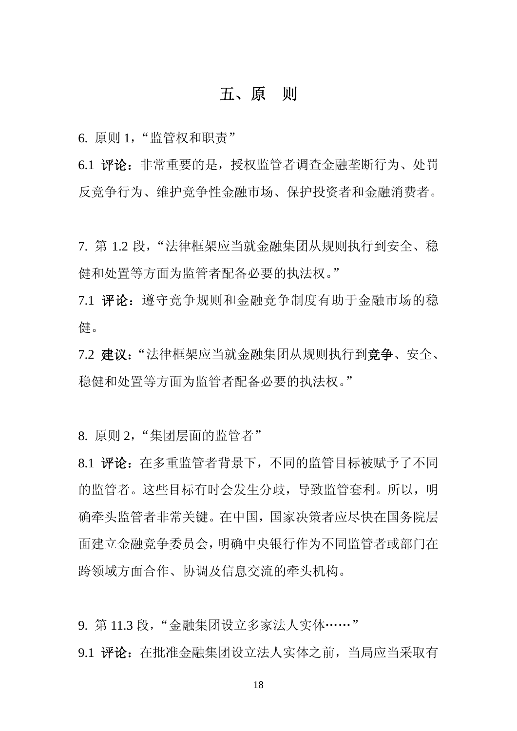# 五、原　则

6. 原则 1，"监管权和职责"

6.1 **评论：**非常重要的是，授权监管者调查金融垄断行为、处罚反竞争行为、维护竞争性金融市场、保护投资者和金融消费者。

7. 第 1.2 段，"法律框架应当就金融集团从规则执行到安全、稳健和处置等方面为监管者配备必要的执法权。"

7.1 **评论：**遵守竞争规则和金融竞争制度有助于金融市场的稳健。

7.2 **建议：**"法律框架应当就金融集团从规则执行到**竞争**、安全、稳健和处置等方面为监管者配备必要的执法权。"

8. 原则 2，"集团层面的监管者"

8.1 **评论：**在多重监管者背景下，不同的监管目标被赋予了不同的监管者。这些目标有时会发生分歧，导致监管套利。所以，明确牵头监管者非常关键。在中国，国家决策者应尽快在国务院层面建立金融竞争委员会，明确中央银行作为不同监管者或部门在跨领域方面合作、协调及信息交流的牵头机构。

9. 第 11.3 段，"金融集团设立多家法人实体……"

9.1 **评论：**在批准金融集团设立法人实体之前，当局应当采取有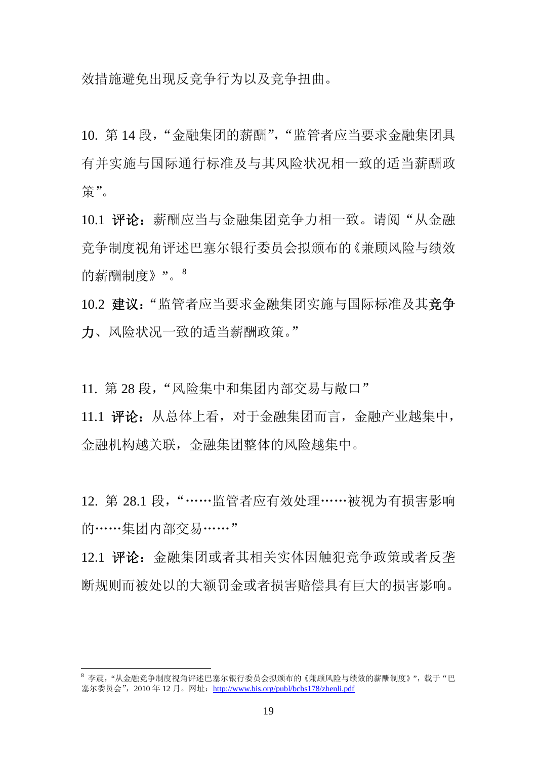效措施避免出现反竞争行为以及竞争扭曲。

10. 第 14 段，“金融集团的薪酬”，“监管者应当要求金融集团具有并实施与国际通行标准及与其风险状况相一致的适当薪酬政策”。

10.1 **评论**：薪酬应当与金融集团竞争力相一致。请阅“从金融竞争制度视角评述巴塞尔银行委员会拟颁布的《兼顾风险与绩效的薪酬制度》”。[8]

10.2 **建议**：“监管者应当要求金融集团实施与国际标准及其**竞争力**、风险状况一致的适当薪酬政策。”

11. 第 28 段，“风险集中和集团内部交易与敞口”

11.1 **评论**：从总体上看，对于金融集团而言，金融产业越集中，金融机构越关联，金融集团整体的风险越集中。

12. 第 28.1 段，“……监管者应有效处理……被视为有损害影响的……集团内部交易……”

12.1 **评论**：金融集团或者其相关实体因触犯竞争政策或者反垄断规则而被处以的大额罚金或者损害赔偿具有巨大的损害影响。

---

[8] 李震，“从金融竞争制度视角评述巴塞尔银行委员会拟颁布的《兼顾风险与绩效的薪酬制度》”，载于“巴塞尔委员会”，2010 年 12 月。网址：http://www.bis.org/publ/bcbs178/zhenli.pdf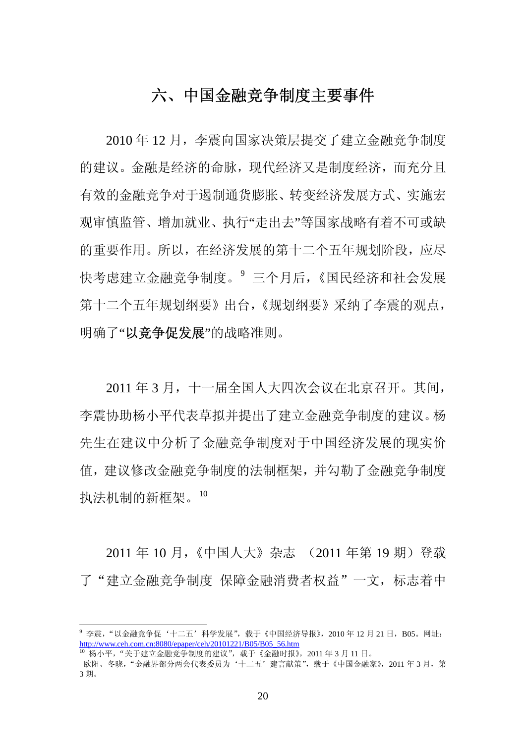# 六、中国金融竞争制度主要事件

2010 年 12 月，李震向国家决策层提交了建立金融竞争制度的建议。金融是经济的命脉，现代经济又是制度经济，而充分且有效的金融竞争对于遏制通货膨胀、转变经济发展方式、实施宏观审慎监管、增加就业、执行“走出去”等国家战略有着不可或缺的重要作用。所以，在经济发展的第十二个五年规划阶段，应尽快考虑建立金融竞争制度。[9] 三个月后，《国民经济和社会发展第十二个五年规划纲要》出台，《规划纲要》采纳了李震的观点，明确了“**以竞争促发展**”的战略准则。

2011 年 3 月，十一届全国人大四次会议在北京召开。其间，李震协助杨小平代表草拟并提出了建立金融竞争制度的建议。杨先生在建议中分析了金融竞争制度对于中国经济发展的现实价值，建议修改金融竞争制度的法制框架，并勾勒了金融竞争制度执法机制的新框架。[10]

2011 年 10 月，《中国人大》杂志 （2011 年第 19 期）登载了“建立金融竞争制度 保障金融消费者权益”一文，标志着中

---

[9] 李震，“以金融竞争促‘十二五’科学发展”，载于《中国经济导报》，2010 年 12 月 21 日，B05。网址：http://www.ceh.com.cn:8080/epaper/ceh/20101221/B05/B05_56.htm

[10] 杨小平，“关于建立金融竞争制度的建议”，载于《金融时报》，2011 年 3 月 11 日。
欧阳、冬晓，“金融界部分两会代表委员为‘十二五’建言献策”，载于《中国金融家》，2011 年 3 月，第 3 期。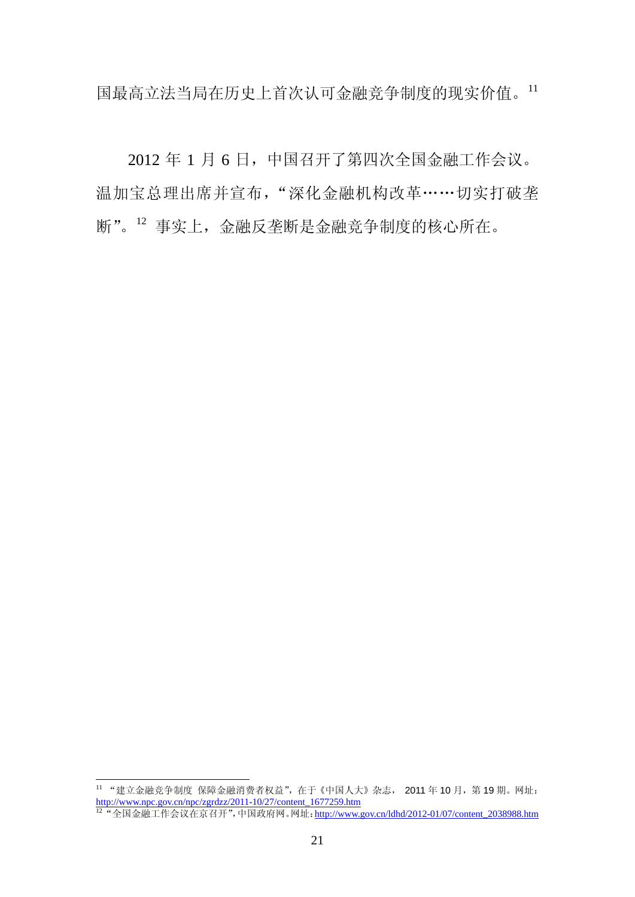国最高立法当局在历史上首次认可金融竞争制度的现实价值。[11]

2012 年 1 月 6 日，中国召开了第四次全国金融工作会议。温加宝总理出席并宣布，"深化金融机构改革……切实打破垄断"。[12] 事实上，金融反垄断是金融竞争制度的核心所在。

---

[11] "建立金融竞争制度 保障金融消费者权益"，在于《中国人大》杂志， 2011 年 10 月，第 19 期。网址：http://www.npc.gov.cn/npc/zgrdzz/2011-10/27/content_1677259.htm

[12] "全国金融工作会议在京召开"，中国政府网。网址：http://www.gov.cn/ldhd/2012-01/07/content_2038988.htm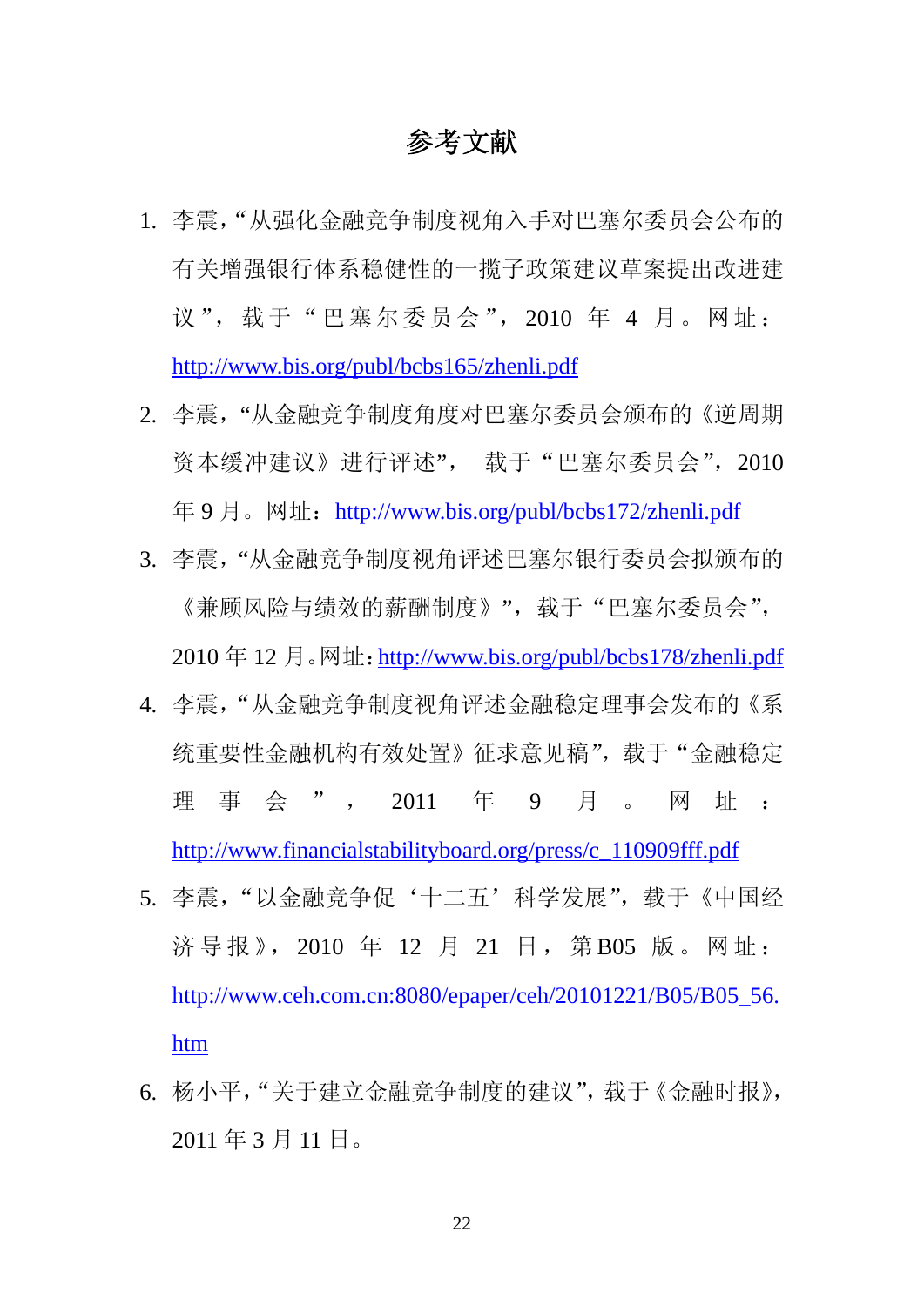# 参考文献

1. 李震，“从强化金融竞争制度视角入手对巴塞尔委员会公布的有关增强银行体系稳健性的一揽子政策建议草案提出改进建议”，载于“巴塞尔委员会”，2010 年 4 月。网址：http://www.bis.org/publ/bcbs165/zhenli.pdf
2. 李震，“从金融竞争制度角度对巴塞尔委员会颁布的《逆周期资本缓冲建议》进行评述”，载于“巴塞尔委员会”，2010 年 9 月。网址：http://www.bis.org/publ/bcbs172/zhenli.pdf
3. 李震，“从金融竞争制度视角评述巴塞尔银行委员会拟颁布的《兼顾风险与绩效的薪酬制度》”，载于“巴塞尔委员会”，2010 年 12 月。网址：http://www.bis.org/publ/bcbs178/zhenli.pdf
4. 李震，“从金融竞争制度视角评述金融稳定理事会发布的《系统重要性金融机构有效处置》征求意见稿”，载于“金融稳定理事会”，2011 年 9 月。网址：http://www.financialstabilityboard.org/press/c_110909fff.pdf
5. 李震，“以金融竞争促‘十二五’科学发展”，载于《中国经济导报》，2010 年 12 月 21 日，第 B05 版。网址：http://www.ceh.com.cn:8080/epaper/ceh/20101221/B05/B05_56.htm
6. 杨小平，“关于建立金融竞争制度的建议”，载于《金融时报》，2011 年 3 月 11 日。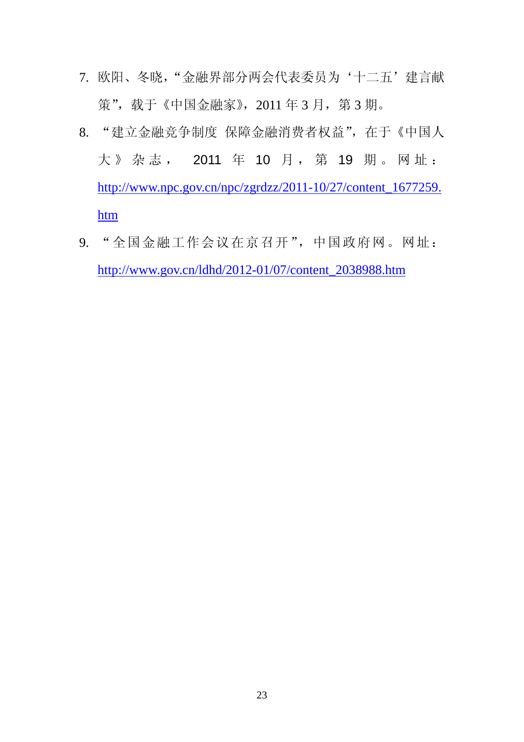7. 欧阳、冬晓，"金融界部分两会代表委员为'十二五'建言献策"，载于《中国金融家》，2011 年 3 月，第 3 期。
8. "建立金融竞争制度 保障金融消费者权益"，在于《中国人大》杂志，2011 年 10 月，第 19 期。网址：http://www.npc.gov.cn/npc/zgrdzz/2011-10/27/content_1677259.htm
9. "全国金融工作会议在京召开"，中国政府网。网址：http://www.gov.cn/ldhd/2012-01/07/content_2038988.htm